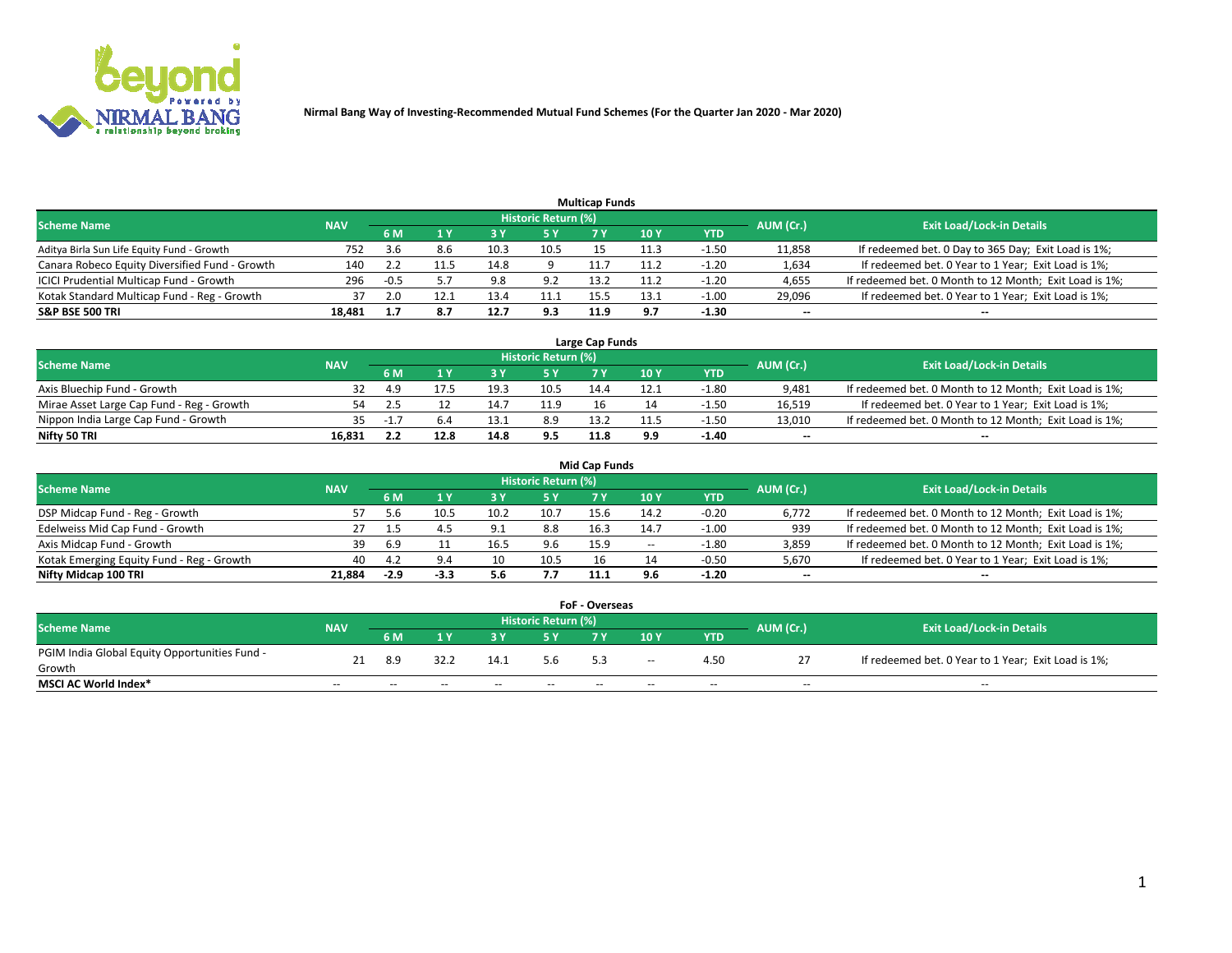Nirmal Bang Way of Investing-Recommended Mutual Fund Schemes (For the Quarter Jan 2020 - Mar 2020)

### Multicap Funds

| Scheme Name | NAV | Historic Return (%) | | | | | | | AUM (Cr.) | Exit Load/Lock-in Details |
|---|---|---|---|---|---|---|---|---|---|---|
| | | 6 M | 1 Y | 3 Y | 5 Y | 7 Y | 10 Y | YTD | | |
| Aditya Birla Sun Life Equity Fund - Growth | 752 | 3.6 | 8.6 | 10.3 | 10.5 | 15 | 11.3 | -1.50 | 11,858 | If redeemed bet. 0 Day to 365 Day; Exit Load is 1%; |
| Canara Robeco Equity Diversified Fund - Growth | 140 | 2.2 | 11.5 | 14.8 | 9 | 11.7 | 11.2 | -1.20 | 1,634 | If redeemed bet. 0 Year to 1 Year; Exit Load is 1%; |
| ICICI Prudential Multicap Fund - Growth | 296 | -0.5 | 5.7 | 9.8 | 9.2 | 13.2 | 11.2 | -1.20 | 4,655 | If redeemed bet. 0 Month to 12 Month; Exit Load is 1%; |
| Kotak Standard Multicap Fund - Reg - Growth | 37 | 2.0 | 12.1 | 13.4 | 11.1 | 15.5 | 13.1 | -1.00 | 29,096 | If redeemed bet. 0 Year to 1 Year; Exit Load is 1%; |
| **S&P BSE 500 TRI** | **18,481** | **1.7** | **8.7** | **12.7** | **9.3** | **11.9** | **9.7** | **-1.30** | -- | -- |

### Large Cap Funds

| Scheme Name | NAV | Historic Return (%) | | | | | | | AUM (Cr.) | Exit Load/Lock-in Details |
|---|---|---|---|---|---|---|---|---|---|---|
| | | 6 M | 1 Y | 3 Y | 5 Y | 7 Y | 10 Y | YTD | | |
| Axis Bluechip Fund - Growth | 32 | 4.9 | 17.5 | 19.3 | 10.5 | 14.4 | 12.1 | -1.80 | 9,481 | If redeemed bet. 0 Month to 12 Month; Exit Load is 1%; |
| Mirae Asset Large Cap Fund - Reg - Growth | 54 | 2.5 | 12 | 14.7 | 11.9 | 16 | 14 | -1.50 | 16,519 | If redeemed bet. 0 Year to 1 Year; Exit Load is 1%; |
| Nippon India Large Cap Fund - Growth | 35 | -1.7 | 6.4 | 13.1 | 8.9 | 13.2 | 11.5 | -1.50 | 13,010 | If redeemed bet. 0 Month to 12 Month; Exit Load is 1%; |
| **Nifty 50 TRI** | **16,831** | **2.2** | **12.8** | **14.8** | **9.5** | **11.8** | **9.9** | **-1.40** | -- | -- |

### Mid Cap Funds

| Scheme Name | NAV | Historic Return (%) | | | | | | | AUM (Cr.) | Exit Load/Lock-in Details |
|---|---|---|---|---|---|---|---|---|---|---|
| | | 6 M | 1 Y | 3 Y | 5 Y | 7 Y | 10 Y | YTD | | |
| DSP Midcap Fund - Reg - Growth | 57 | 5.6 | 10.5 | 10.2 | 10.7 | 15.6 | 14.2 | -0.20 | 6,772 | If redeemed bet. 0 Month to 12 Month; Exit Load is 1%; |
| Edelweiss Mid Cap Fund - Growth | 27 | 1.5 | 4.5 | 9.1 | 8.8 | 16.3 | 14.7 | -1.00 | 939 | If redeemed bet. 0 Month to 12 Month; Exit Load is 1%; |
| Axis Midcap Fund - Growth | 39 | 6.9 | 11 | 16.5 | 9.6 | 15.9 | -- | -1.80 | 3,859 | If redeemed bet. 0 Month to 12 Month; Exit Load is 1%; |
| Kotak Emerging Equity Fund - Reg - Growth | 40 | 4.2 | 9.4 | 10 | 10.5 | 16 | 14 | -0.50 | 5,670 | If redeemed bet. 0 Year to 1 Year; Exit Load is 1%; |
| **Nifty Midcap 100 TRI** | **21,884** | **-2.9** | **-3.3** | **5.6** | **7.7** | **11.1** | **9.6** | **-1.20** | -- | -- |

### FoF - Overseas

| Scheme Name | NAV | Historic Return (%) | | | | | | | AUM (Cr.) | Exit Load/Lock-in Details |
|---|---|---|---|---|---|---|---|---|---|---|
| | | 6 M | 1 Y | 3 Y | 5 Y | 7 Y | 10 Y | YTD | | |
| PGIM India Global Equity Opportunities Fund - Growth | 21 | 8.9 | 32.2 | 14.1 | 5.6 | 5.3 | -- | 4.50 | 27 | If redeemed bet. 0 Year to 1 Year; Exit Load is 1%; |
| **MSCI AC World Index*** | -- | -- | -- | -- | -- | -- | -- | -- | -- | -- |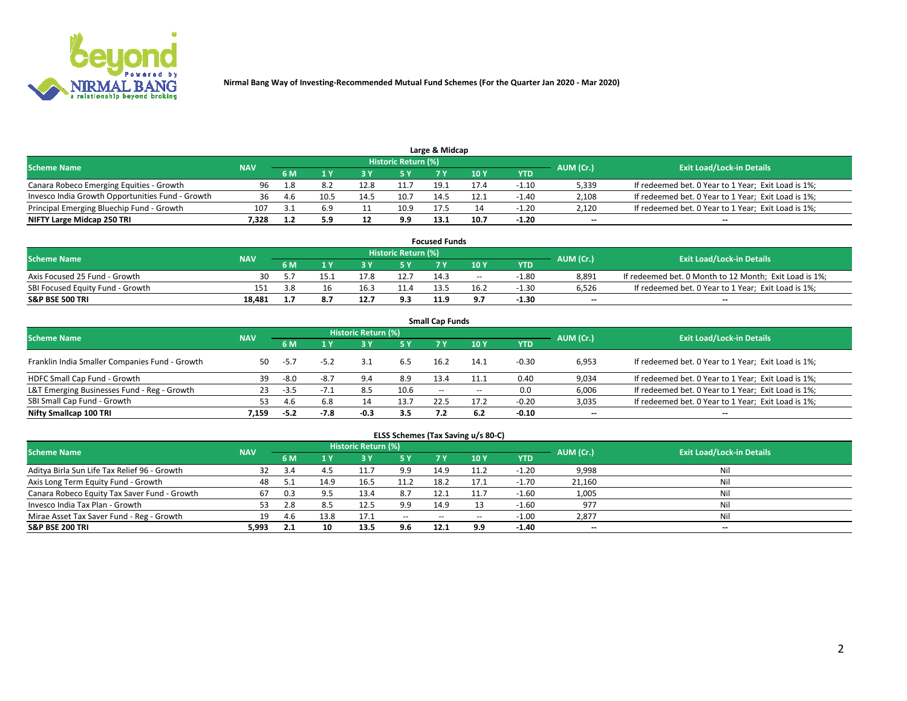Nirmal Bang Way of Investing-Recommended Mutual Fund Schemes (For the Quarter Jan 2020 - Mar 2020)

## Large & Midcap

| Scheme Name | NAV | Historic Return (%) | | | | | | | AUM (Cr.) | Exit Load/Lock-in Details |
|---|---|---|---|---|---|---|---|---|---|---|
| | | 6 M | 1 Y | 3 Y | 5 Y | 7 Y | 10 Y | YTD | | |
| Canara Robeco Emerging Equities - Growth | 96 | 1.8 | 8.2 | 12.8 | 11.7 | 19.1 | 17.4 | -1.10 | 5,339 | If redeemed bet. 0 Year to 1 Year; Exit Load is 1%; |
| Invesco India Growth Opportunities Fund - Growth | 36 | 4.6 | 10.5 | 14.5 | 10.7 | 14.5 | 12.1 | -1.40 | 2,108 | If redeemed bet. 0 Year to 1 Year; Exit Load is 1%; |
| Principal Emerging Bluechip Fund - Growth | 107 | 3.1 | 6.9 | 11 | 10.9 | 17.5 | 14 | -1.20 | 2,120 | If redeemed bet. 0 Year to 1 Year; Exit Load is 1%; |
| **NIFTY Large Midcap 250 TRI** | **7,328** | **1.2** | **5.9** | **12** | **9.9** | **13.1** | **10.7** | **-1.20** | -- | -- |

## Focused Funds

| Scheme Name | NAV | Historic Return (%) | | | | | | | AUM (Cr.) | Exit Load/Lock-in Details |
|---|---|---|---|---|---|---|---|---|---|---|
| | | 6 M | 1 Y | 3 Y | 5 Y | 7 Y | 10 Y | YTD | | |
| Axis Focused 25 Fund - Growth | 30 | 5.7 | 15.1 | 17.8 | 12.7 | 14.3 | -- | -1.80 | 8,891 | If redeemed bet. 0 Month to 12 Month; Exit Load is 1%; |
| SBI Focused Equity Fund - Growth | 151 | 3.8 | 16 | 16.3 | 11.4 | 13.5 | 16.2 | -1.30 | 6,526 | If redeemed bet. 0 Year to 1 Year; Exit Load is 1%; |
| **S&P BSE 500 TRI** | **18,481** | **1.7** | **8.7** | **12.7** | **9.3** | **11.9** | **9.7** | **-1.30** | -- | -- |

## Small Cap Funds

| Scheme Name | NAV | Historic Return (%) | | | | | | | AUM (Cr.) | Exit Load/Lock-in Details |
|---|---|---|---|---|---|---|---|---|---|---|
| | | 6 M | 1 Y | 3 Y | 5 Y | 7 Y | 10 Y | YTD | | |
| Franklin India Smaller Companies Fund - Growth | 50 | -5.7 | -5.2 | 3.1 | 6.5 | 16.2 | 14.1 | -0.30 | 6,953 | If redeemed bet. 0 Year to 1 Year; Exit Load is 1%; |
| HDFC Small Cap Fund - Growth | 39 | -8.0 | -8.7 | 9.4 | 8.9 | 13.4 | 11.1 | 0.40 | 9,034 | If redeemed bet. 0 Year to 1 Year; Exit Load is 1%; |
| L&T Emerging Businesses Fund - Reg - Growth | 23 | -3.5 | -7.1 | 8.5 | 10.6 | -- | -- | 0.0 | 6,006 | If redeemed bet. 0 Year to 1 Year; Exit Load is 1%; |
| SBI Small Cap Fund - Growth | 53 | 4.6 | 6.8 | 14 | 13.7 | 22.5 | 17.2 | -0.20 | 3,035 | If redeemed bet. 0 Year to 1 Year; Exit Load is 1%; |
| **Nifty Smallcap 100 TRI** | **7,159** | **-5.2** | **-7.8** | **-0.3** | **3.5** | **7.2** | **6.2** | **-0.10** | -- | -- |

## ELSS Schemes (Tax Saving u/s 80-C)

| Scheme Name | NAV | Historic Return (%) | | | | | | | AUM (Cr.) | Exit Load/Lock-in Details |
|---|---|---|---|---|---|---|---|---|---|---|
| | | 6 M | 1 Y | 3 Y | 5 Y | 7 Y | 10 Y | YTD | | |
| Aditya Birla Sun Life Tax Relief 96 - Growth | 32 | 3.4 | 4.5 | 11.7 | 9.9 | 14.9 | 11.2 | -1.20 | 9,998 | Nil |
| Axis Long Term Equity Fund - Growth | 48 | 5.1 | 14.9 | 16.5 | 11.2 | 18.2 | 17.1 | -1.70 | 21,160 | Nil |
| Canara Robeco Equity Tax Saver Fund - Growth | 67 | 0.3 | 9.5 | 13.4 | 8.7 | 12.1 | 11.7 | -1.60 | 1,005 | Nil |
| Invesco India Tax Plan - Growth | 53 | 2.8 | 8.5 | 12.5 | 9.9 | 14.9 | 13 | -1.60 | 977 | Nil |
| Mirae Asset Tax Saver Fund - Reg - Growth | 19 | 4.6 | 13.8 | 17.1 | -- | -- | -- | -1.00 | 2,877 | Nil |
| **S&P BSE 200 TRI** | **5,993** | **2.1** | **10** | **13.5** | **9.6** | **12.1** | **9.9** | **-1.40** | -- | -- |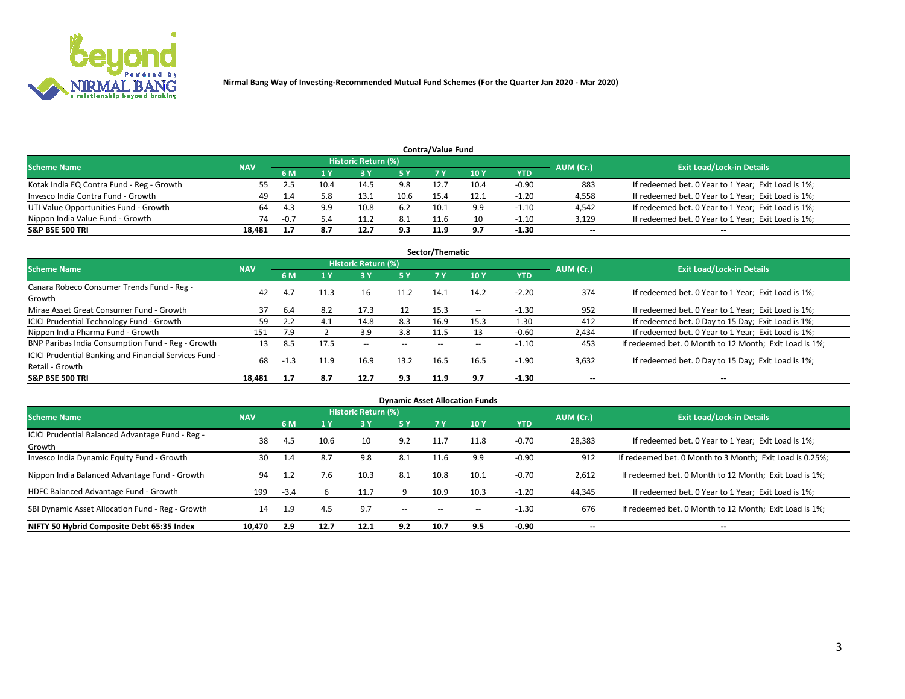**Nirmal Bang Way of Investing-Recommended Mutual Fund Schemes (For the Quarter Jan 2020 - Mar 2020)**

## Contra/Value Fund

| Scheme Name | NAV | Historic Return (%) | | | | | | | AUM (Cr.) | Exit Load/Lock-in Details |
|---|---|---|---|---|---|---|---|---|---|---|
| | | 6 M | 1 Y | 3 Y | 5 Y | 7 Y | 10 Y | YTD | | |
| Kotak India EQ Contra Fund - Reg - Growth | 55 | 2.5 | 10.4 | 14.5 | 9.8 | 12.7 | 10.4 | -0.90 | 883 | If redeemed bet. 0 Year to 1 Year; Exit Load is 1%; |
| Invesco India Contra Fund - Growth | 49 | 1.4 | 5.8 | 13.1 | 10.6 | 15.4 | 12.1 | -1.20 | 4,558 | If redeemed bet. 0 Year to 1 Year; Exit Load is 1%; |
| UTI Value Opportunities Fund - Growth | 64 | 4.3 | 9.9 | 10.8 | 6.2 | 10.1 | 9.9 | -1.10 | 4,542 | If redeemed bet. 0 Year to 1 Year; Exit Load is 1%; |
| Nippon India Value Fund - Growth | 74 | -0.7 | 5.4 | 11.2 | 8.1 | 11.6 | 10 | -1.10 | 3,129 | If redeemed bet. 0 Year to 1 Year; Exit Load is 1%; |
| **S&P BSE 500 TRI** | **18,481** | **1.7** | **8.7** | **12.7** | **9.3** | **11.9** | **9.7** | **-1.30** | **--** | **--** |

## Sector/Thematic

| Scheme Name | NAV | Historic Return (%) | | | | | | | AUM (Cr.) | Exit Load/Lock-in Details |
|---|---|---|---|---|---|---|---|---|---|---|
| | | 6 M | 1 Y | 3 Y | 5 Y | 7 Y | 10 Y | YTD | | |
| Canara Robeco Consumer Trends Fund - Reg - Growth | 42 | 4.7 | 11.3 | 16 | 11.2 | 14.1 | 14.2 | -2.20 | 374 | If redeemed bet. 0 Year to 1 Year; Exit Load is 1%; |
| Mirae Asset Great Consumer Fund - Growth | 37 | 6.4 | 8.2 | 17.3 | 12 | 15.3 | -- | -1.30 | 952 | If redeemed bet. 0 Year to 1 Year; Exit Load is 1%; |
| ICICI Prudential Technology Fund - Growth | 59 | 2.2 | 4.1 | 14.8 | 8.3 | 16.9 | 15.3 | 1.30 | 412 | If redeemed bet. 0 Day to 15 Day; Exit Load is 1%; |
| Nippon India Pharma Fund - Growth | 151 | 7.9 | 2 | 3.9 | 3.8 | 11.5 | 13 | -0.60 | 2,434 | If redeemed bet. 0 Year to 1 Year; Exit Load is 1%; |
| BNP Paribas India Consumption Fund - Reg - Growth | 13 | 8.5 | 17.5 | -- | -- | -- | -- | -1.10 | 453 | If redeemed bet. 0 Month to 12 Month; Exit Load is 1%; |
| ICICI Prudential Banking and Financial Services Fund - Retail - Growth | 68 | -1.3 | 11.9 | 16.9 | 13.2 | 16.5 | 16.5 | -1.90 | 3,632 | If redeemed bet. 0 Day to 15 Day; Exit Load is 1%; |
| **S&P BSE 500 TRI** | **18,481** | **1.7** | **8.7** | **12.7** | **9.3** | **11.9** | **9.7** | **-1.30** | **--** | **--** |

## Dynamic Asset Allocation Funds

| Scheme Name | NAV | Historic Return (%) | | | | | | | AUM (Cr.) | Exit Load/Lock-in Details |
|---|---|---|---|---|---|---|---|---|---|---|
| | | 6 M | 1 Y | 3 Y | 5 Y | 7 Y | 10 Y | YTD | | |
| ICICI Prudential Balanced Advantage Fund - Reg - Growth | 38 | 4.5 | 10.6 | 10 | 9.2 | 11.7 | 11.8 | -0.70 | 28,383 | If redeemed bet. 0 Year to 1 Year; Exit Load is 1%; |
| Invesco India Dynamic Equity Fund - Growth | 30 | 1.4 | 8.7 | 9.8 | 8.1 | 11.6 | 9.9 | -0.90 | 912 | If redeemed bet. 0 Month to 3 Month; Exit Load is 0.25%; |
| Nippon India Balanced Advantage Fund - Growth | 94 | 1.2 | 7.6 | 10.3 | 8.1 | 10.8 | 10.1 | -0.70 | 2,612 | If redeemed bet. 0 Month to 12 Month; Exit Load is 1%; |
| HDFC Balanced Advantage Fund - Growth | 199 | -3.4 | 6 | 11.7 | 9 | 10.9 | 10.3 | -1.20 | 44,345 | If redeemed bet. 0 Year to 1 Year; Exit Load is 1%; |
| SBI Dynamic Asset Allocation Fund - Reg - Growth | 14 | 1.9 | 4.5 | 9.7 | -- | -- | -- | -1.30 | 676 | If redeemed bet. 0 Month to 12 Month; Exit Load is 1%; |
| **NIFTY 50 Hybrid Composite Debt 65:35 Index** | **10,470** | **2.9** | **12.7** | **12.1** | **9.2** | **10.7** | **9.5** | **-0.90** | **--** | **--** |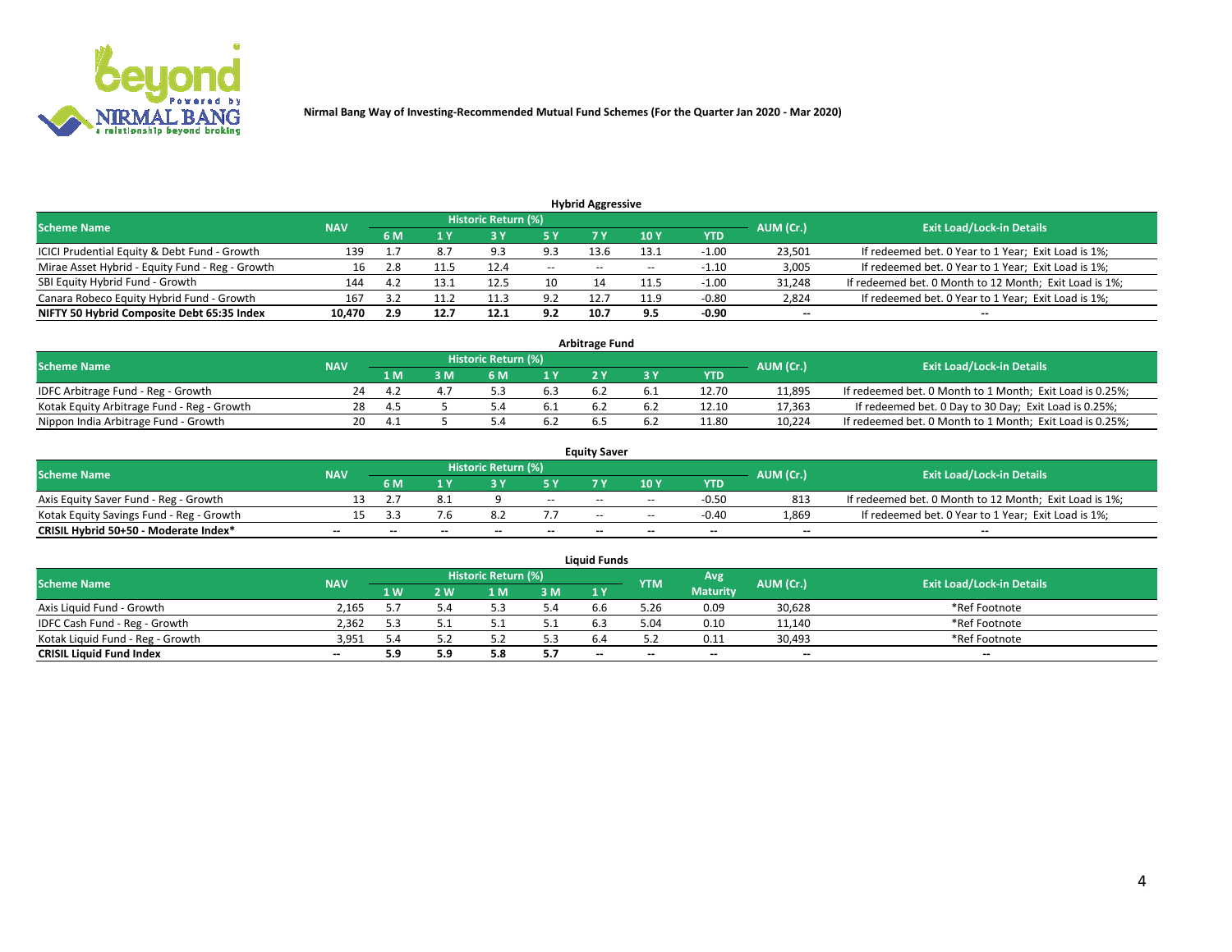Nirmal Bang Way of Investing-Recommended Mutual Fund Schemes (For the Quarter Jan 2020 - Mar 2020)

## Hybrid Aggressive

| Scheme Name | NAV | Historic Return (%) | | | | | | | AUM (Cr.) | Exit Load/Lock-in Details |
|---|---|---|---|---|---|---|---|---|---|---|
| | | 6 M | 1 Y | 3 Y | 5 Y | 7 Y | 10 Y | YTD | | |
| ICICI Prudential Equity & Debt Fund - Growth | 139 | 1.7 | 8.7 | 9.3 | 9.3 | 13.6 | 13.1 | -1.00 | 23,501 | If redeemed bet. 0 Year to 1 Year; Exit Load is 1%; |
| Mirae Asset Hybrid - Equity Fund - Reg - Growth | 16 | 2.8 | 11.5 | 12.4 | -- | -- | -- | -1.10 | 3,005 | If redeemed bet. 0 Year to 1 Year; Exit Load is 1%; |
| SBI Equity Hybrid Fund - Growth | 144 | 4.2 | 13.1 | 12.5 | 10 | 14 | 11.5 | -1.00 | 31,248 | If redeemed bet. 0 Month to 12 Month; Exit Load is 1%; |
| Canara Robeco Equity Hybrid Fund - Growth | 167 | 3.2 | 11.2 | 11.3 | 9.2 | 12.7 | 11.9 | -0.80 | 2,824 | If redeemed bet. 0 Year to 1 Year; Exit Load is 1%; |
| **NIFTY 50 Hybrid Composite Debt 65:35 Index** | **10,470** | **2.9** | **12.7** | **12.1** | **9.2** | **10.7** | **9.5** | **-0.90** | **--** | **--** |

## Arbitrage Fund

| Scheme Name | NAV | Historic Return (%) | | | | | | | AUM (Cr.) | Exit Load/Lock-in Details |
|---|---|---|---|---|---|---|---|---|---|---|
| | | 1 M | 3 M | 6 M | 1 Y | 2 Y | 3 Y | YTD | | |
| IDFC Arbitrage Fund - Reg - Growth | 24 | 4.2 | 4.7 | 5.3 | 6.3 | 6.2 | 6.1 | 12.70 | 11,895 | If redeemed bet. 0 Month to 1 Month; Exit Load is 0.25%; |
| Kotak Equity Arbitrage Fund - Reg - Growth | 28 | 4.5 | 5 | 5.4 | 6.1 | 6.2 | 6.2 | 12.10 | 17,363 | If redeemed bet. 0 Day to 30 Day; Exit Load is 0.25%; |
| Nippon India Arbitrage Fund - Growth | 20 | 4.1 | 5 | 5.4 | 6.2 | 6.5 | 6.2 | 11.80 | 10,224 | If redeemed bet. 0 Month to 1 Month; Exit Load is 0.25%; |

## Equity Saver

| Scheme Name | NAV | Historic Return (%) | | | | | | | AUM (Cr.) | Exit Load/Lock-in Details |
|---|---|---|---|---|---|---|---|---|---|---|
| | | 6 M | 1 Y | 3 Y | 5 Y | 7 Y | 10 Y | YTD | | |
| Axis Equity Saver Fund - Reg - Growth | 13 | 2.7 | 8.1 | 9 | -- | -- | -- | -0.50 | 813 | If redeemed bet. 0 Month to 12 Month; Exit Load is 1%; |
| Kotak Equity Savings Fund - Reg - Growth | 15 | 3.3 | 7.6 | 8.2 | 7.7 | -- | -- | -0.40 | 1,869 | If redeemed bet. 0 Year to 1 Year; Exit Load is 1%; |
| **CRISIL Hybrid 50+50 - Moderate Index*** | **--** | **--** | **--** | **--** | **--** | **--** | **--** | **--** | **--** | **--** |

## Liquid Funds

| Scheme Name | NAV | Historic Return (%) | | | | | YTM | Avg Maturity | AUM (Cr.) | Exit Load/Lock-in Details |
|---|---|---|---|---|---|---|---|---|---|---|
| | | 1 W | 2 W | 1 M | 3 M | 1 Y | | | | |
| Axis Liquid Fund - Growth | 2,165 | 5.7 | 5.4 | 5.3 | 5.4 | 6.6 | 5.26 | 0.09 | 30,628 | *Ref Footnote |
| IDFC Cash Fund - Reg - Growth | 2,362 | 5.3 | 5.1 | 5.1 | 5.1 | 6.3 | 5.04 | 0.10 | 11,140 | *Ref Footnote |
| Kotak Liquid Fund - Reg - Growth | 3,951 | 5.4 | 5.2 | 5.2 | 5.3 | 6.4 | 5.2 | 0.11 | 30,493 | *Ref Footnote |
| **CRISIL Liquid Fund Index** | **--** | **5.9** | **5.9** | **5.8** | **5.7** | **--** | **--** | **--** | **--** | **--** |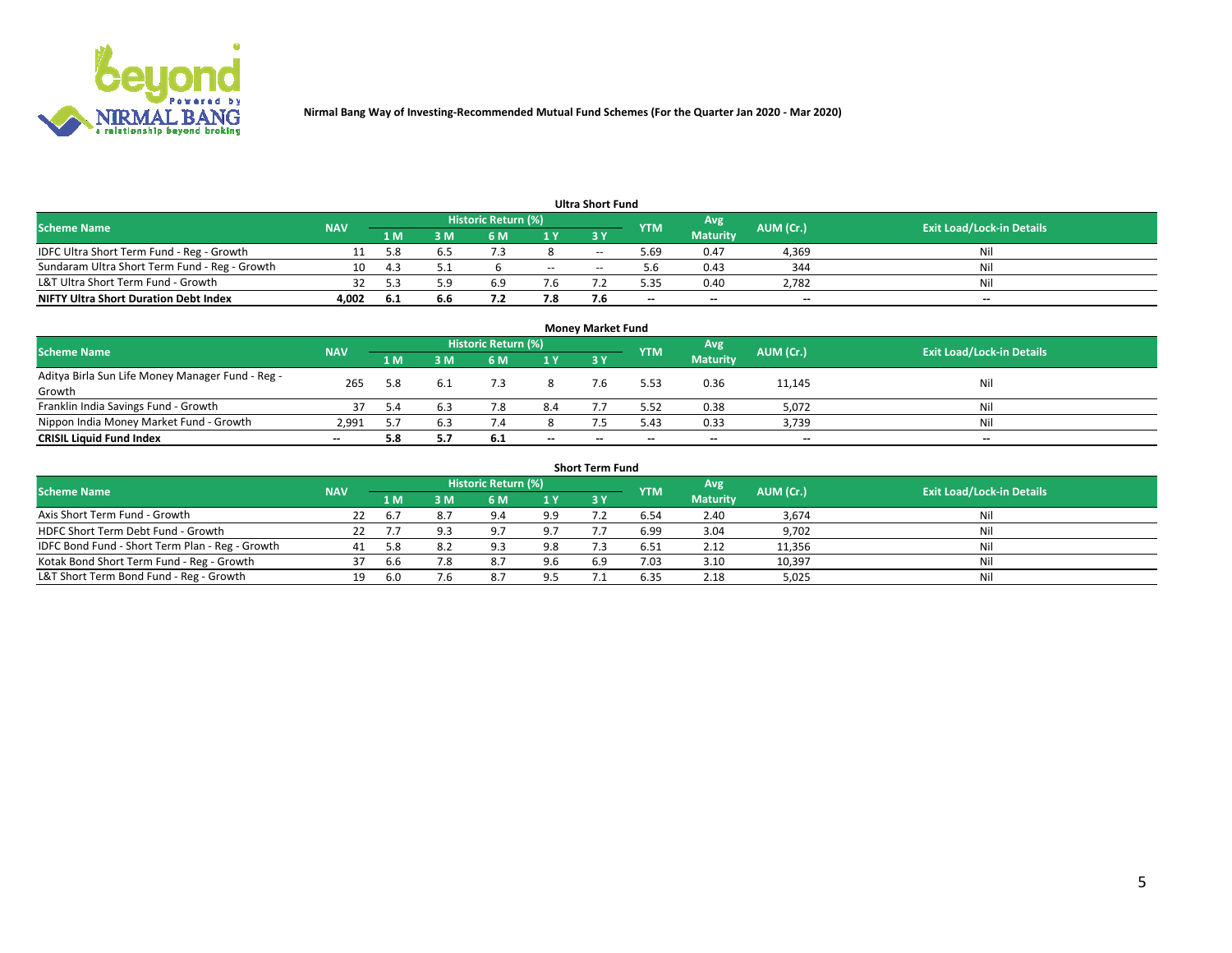Nirmal Bang Way of Investing-Recommended Mutual Fund Schemes (For the Quarter Jan 2020 - Mar 2020)

### Ultra Short Fund

| Scheme Name | NAV | Historic Return (%) | | | | | YTM | Avg Maturity | AUM (Cr.) | Exit Load/Lock-in Details |
|---|---|---|---|---|---|---|---|---|---|---|
| | | 1 M | 3 M | 6 M | 1 Y | 3 Y | | | | |
| IDFC Ultra Short Term Fund - Reg - Growth | 11 | 5.8 | 6.5 | 7.3 | 8 | -- | 5.69 | 0.47 | 4,369 | Nil |
| Sundaram Ultra Short Term Fund - Reg - Growth | 10 | 4.3 | 5.1 | 6 | -- | -- | 5.6 | 0.43 | 344 | Nil |
| L&T Ultra Short Term Fund - Growth | 32 | 5.3 | 5.9 | 6.9 | 7.6 | 7.2 | 5.35 | 0.40 | 2,782 | Nil |
| **NIFTY Ultra Short Duration Debt Index** | **4,002** | **6.1** | **6.6** | **7.2** | **7.8** | **7.6** | **--** | **--** | **--** | **--** |

### Money Market Fund

| Scheme Name | NAV | Historic Return (%) | | | | | YTM | Avg Maturity | AUM (Cr.) | Exit Load/Lock-in Details |
|---|---|---|---|---|---|---|---|---|---|---|
| | | 1 M | 3 M | 6 M | 1 Y | 3 Y | | | | |
| Aditya Birla Sun Life Money Manager Fund - Reg - Growth | 265 | 5.8 | 6.1 | 7.3 | 8 | 7.6 | 5.53 | 0.36 | 11,145 | Nil |
| Franklin India Savings Fund - Growth | 37 | 5.4 | 6.3 | 7.8 | 8.4 | 7.7 | 5.52 | 0.38 | 5,072 | Nil |
| Nippon India Money Market Fund - Growth | 2,991 | 5.7 | 6.3 | 7.4 | 8 | 7.5 | 5.43 | 0.33 | 3,739 | Nil |
| **CRISIL Liquid Fund Index** | **--** | **5.8** | **5.7** | **6.1** | **--** | **--** | **--** | **--** | **--** | **--** |

### Short Term Fund

| Scheme Name | NAV | Historic Return (%) | | | | | YTM | Avg Maturity | AUM (Cr.) | Exit Load/Lock-in Details |
|---|---|---|---|---|---|---|---|---|---|---|
| | | 1 M | 3 M | 6 M | 1 Y | 3 Y | | | | |
| Axis Short Term Fund - Growth | 22 | 6.7 | 8.7 | 9.4 | 9.9 | 7.2 | 6.54 | 2.40 | 3,674 | Nil |
| HDFC Short Term Debt Fund - Growth | 22 | 7.7 | 9.3 | 9.7 | 9.7 | 7.7 | 6.99 | 3.04 | 9,702 | Nil |
| IDFC Bond Fund - Short Term Plan - Reg - Growth | 41 | 5.8 | 8.2 | 9.3 | 9.8 | 7.3 | 6.51 | 2.12 | 11,356 | Nil |
| Kotak Bond Short Term Fund - Reg - Growth | 37 | 6.6 | 7.8 | 8.7 | 9.6 | 6.9 | 7.03 | 3.10 | 10,397 | Nil |
| L&T Short Term Bond Fund - Reg - Growth | 19 | 6.0 | 7.6 | 8.7 | 9.5 | 7.1 | 6.35 | 2.18 | 5,025 | Nil |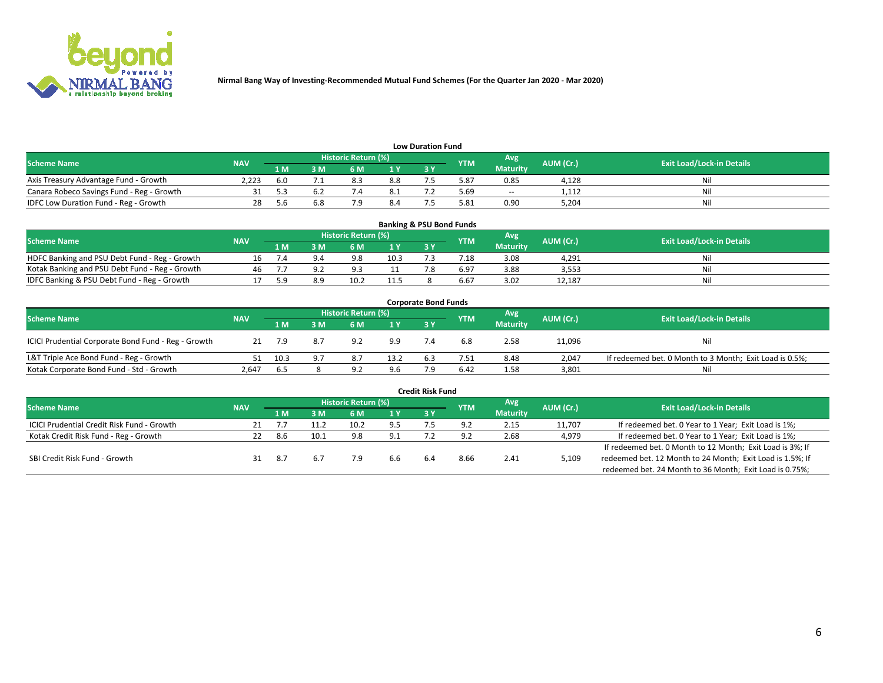**Nirmal Bang Way of Investing-Recommended Mutual Fund Schemes (For the Quarter Jan 2020 - Mar 2020)**

### Low Duration Fund

| Scheme Name | NAV | Historic Return (%) | | | | | YTM | Avg Maturity | AUM (Cr.) | Exit Load/Lock-in Details |
|---|---|---|---|---|---|---|---|---|---|---|
| | | 1 M | 3 M | 6 M | 1 Y | 3 Y | | | | |
| Axis Treasury Advantage Fund - Growth | 2,223 | 6.0 | 7.1 | 8.3 | 8.8 | 7.5 | 5.87 | 0.85 | 4,128 | Nil |
| Canara Robeco Savings Fund - Reg - Growth | 31 | 5.3 | 6.2 | 7.4 | 8.1 | 7.2 | 5.69 | -- | 1,112 | Nil |
| IDFC Low Duration Fund - Reg - Growth | 28 | 5.6 | 6.8 | 7.9 | 8.4 | 7.5 | 5.81 | 0.90 | 5,204 | Nil |

### Banking & PSU Bond Funds

| Scheme Name | NAV | Historic Return (%) | | | | | YTM | Avg Maturity | AUM (Cr.) | Exit Load/Lock-in Details |
|---|---|---|---|---|---|---|---|---|---|---|
| | | 1 M | 3 M | 6 M | 1 Y | 3 Y | | | | |
| HDFC Banking and PSU Debt Fund - Reg - Growth | 16 | 7.4 | 9.4 | 9.8 | 10.3 | 7.3 | 7.18 | 3.08 | 4,291 | Nil |
| Kotak Banking and PSU Debt Fund - Reg - Growth | 46 | 7.7 | 9.2 | 9.3 | 11 | 7.8 | 6.97 | 3.88 | 3,553 | Nil |
| IDFC Banking & PSU Debt Fund - Reg - Growth | 17 | 5.9 | 8.9 | 10.2 | 11.5 | 8 | 6.67 | 3.02 | 12,187 | Nil |

### Corporate Bond Funds

| Scheme Name | NAV | Historic Return (%) | | | | | YTM | Avg Maturity | AUM (Cr.) | Exit Load/Lock-in Details |
|---|---|---|---|---|---|---|---|---|---|---|
| | | 1 M | 3 M | 6 M | 1 Y | 3 Y | | | | |
| ICICI Prudential Corporate Bond Fund - Reg - Growth | 21 | 7.9 | 8.7 | 9.2 | 9.9 | 7.4 | 6.8 | 2.58 | 11,096 | Nil |
| L&T Triple Ace Bond Fund - Reg - Growth | 51 | 10.3 | 9.7 | 8.7 | 13.2 | 6.3 | 7.51 | 8.48 | 2,047 | If redeemed bet. 0 Month to 3 Month; Exit Load is 0.5%; |
| Kotak Corporate Bond Fund - Std - Growth | 2,647 | 6.5 | 8 | 9.2 | 9.6 | 7.9 | 6.42 | 1.58 | 3,801 | Nil |

### Credit Risk Fund

| Scheme Name | NAV | Historic Return (%) | | | | | YTM | Avg Maturity | AUM (Cr.) | Exit Load/Lock-in Details |
|---|---|---|---|---|---|---|---|---|---|---|
| | | 1 M | 3 M | 6 M | 1 Y | 3 Y | | | | |
| ICICI Prudential Credit Risk Fund - Growth | 21 | 7.7 | 11.2 | 10.2 | 9.5 | 7.5 | 9.2 | 2.15 | 11,707 | If redeemed bet. 0 Year to 1 Year; Exit Load is 1%; |
| Kotak Credit Risk Fund - Reg - Growth | 22 | 8.6 | 10.1 | 9.8 | 9.1 | 7.2 | 9.2 | 2.68 | 4,979 | If redeemed bet. 0 Year to 1 Year; Exit Load is 1%; |
| SBI Credit Risk Fund - Growth | 31 | 8.7 | 6.7 | 7.9 | 6.6 | 6.4 | 8.66 | 2.41 | 5,109 | If redeemed bet. 0 Month to 12 Month; Exit Load is 3%; If redeemed bet. 12 Month to 24 Month; Exit Load is 1.5%; If redeemed bet. 24 Month to 36 Month; Exit Load is 0.75%; |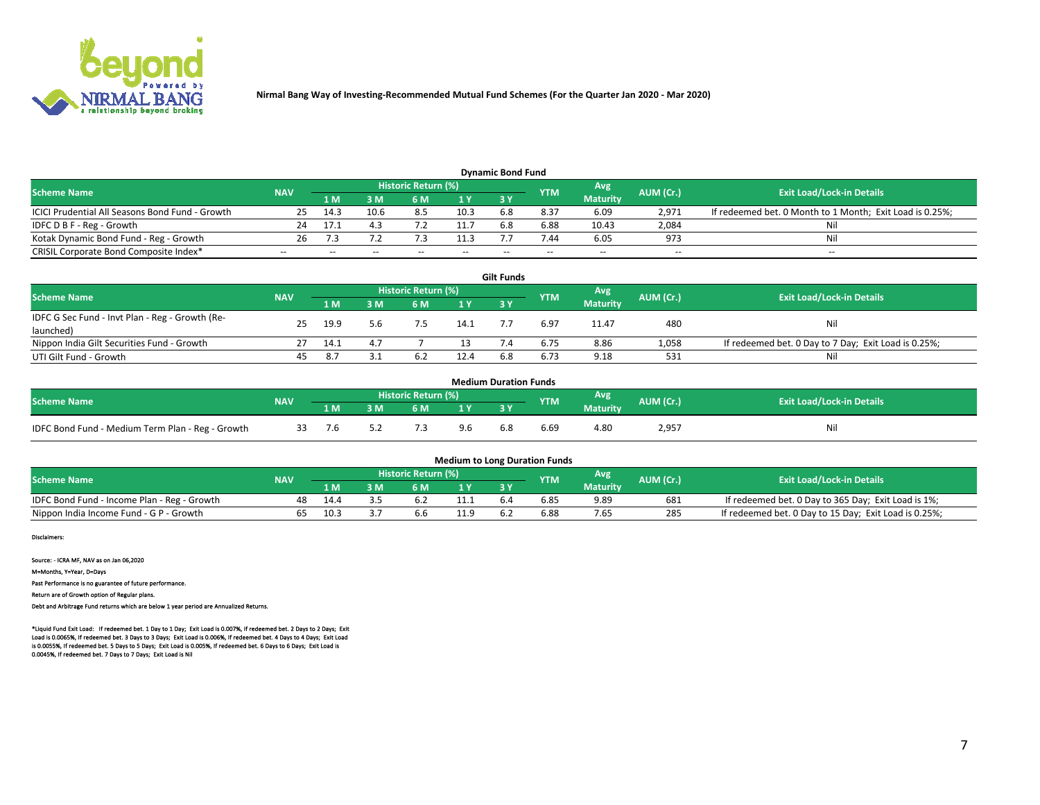Nirmal Bang Way of Investing-Recommended Mutual Fund Schemes (For the Quarter Jan 2020 - Mar 2020)

## Dynamic Bond Fund

| Scheme Name | NAV | Historic Return (%) | | | | | YTM | Avg Maturity | AUM (Cr.) | Exit Load/Lock-in Details |
|---|---|---|---|---|---|---|---|---|---|---|
| | | 1 M | 3 M | 6 M | 1 Y | 3 Y | | | | |
| ICICI Prudential All Seasons Bond Fund - Growth | 25 | 14.3 | 10.6 | 8.5 | 10.3 | 6.8 | 8.37 | 6.09 | 2,971 | If redeemed bet. 0 Month to 1 Month; Exit Load is 0.25%; |
| IDFC D B F - Reg - Growth | 24 | 17.1 | 4.3 | 7.2 | 11.7 | 6.8 | 6.88 | 10.43 | 2,084 | Nil |
| Kotak Dynamic Bond Fund - Reg - Growth | 26 | 7.3 | 7.2 | 7.3 | 11.3 | 7.7 | 7.44 | 6.05 | 973 | Nil |
| CRISIL Corporate Bond Composite Index* | -- | -- | -- | -- | -- | -- | -- | -- | -- | -- |

## Gilt Funds

| Scheme Name | NAV | Historic Return (%) | | | | | YTM | Avg Maturity | AUM (Cr.) | Exit Load/Lock-in Details |
|---|---|---|---|---|---|---|---|---|---|---|
| | | 1 M | 3 M | 6 M | 1 Y | 3 Y | | | | |
| IDFC G Sec Fund - Invt Plan - Reg - Growth (Re-launched) | 25 | 19.9 | 5.6 | 7.5 | 14.1 | 7.7 | 6.97 | 11.47 | 480 | Nil |
| Nippon India Gilt Securities Fund - Growth | 27 | 14.1 | 4.7 | 7 | 13 | 7.4 | 6.75 | 8.86 | 1,058 | If redeemed bet. 0 Day to 7 Day; Exit Load is 0.25%; |
| UTI Gilt Fund - Growth | 45 | 8.7 | 3.1 | 6.2 | 12.4 | 6.8 | 6.73 | 9.18 | 531 | Nil |

## Medium Duration Funds

| Scheme Name | NAV | Historic Return (%) | | | | | YTM | Avg Maturity | AUM (Cr.) | Exit Load/Lock-in Details |
|---|---|---|---|---|---|---|---|---|---|---|
| | | 1 M | 3 M | 6 M | 1 Y | 3 Y | | | | |
| IDFC Bond Fund - Medium Term Plan - Reg - Growth | 33 | 7.6 | 5.2 | 7.3 | 9.6 | 6.8 | 6.69 | 4.80 | 2,957 | Nil |

## Medium to Long Duration Funds

| Scheme Name | NAV | Historic Return (%) | | | | | YTM | Avg Maturity | AUM (Cr.) | Exit Load/Lock-in Details |
|---|---|---|---|---|---|---|---|---|---|---|
| | | 1 M | 3 M | 6 M | 1 Y | 3 Y | | | | |
| IDFC Bond Fund - Income Plan - Reg - Growth | 48 | 14.4 | 3.5 | 6.2 | 11.1 | 6.4 | 6.85 | 9.89 | 681 | If redeemed bet. 0 Day to 365 Day; Exit Load is 1%; |
| Nippon India Income Fund - G P - Growth | 65 | 10.3 | 3.7 | 6.6 | 11.9 | 6.2 | 6.88 | 7.65 | 285 | If redeemed bet. 0 Day to 15 Day; Exit Load is 0.25%; |

Disclaimers:

Source: - ICRA MF, NAV as on Jan 06,2020

M=Months, Y=Year, D=Days

Past Performance is no guarantee of future performance.

Return are of Growth option of Regular plans.

Debt and Arbitrage Fund returns which are below 1 year period are Annualized Returns.

*Liquid Fund Exit Load: If redeemed bet. 1 Day to 1 Day; Exit Load is 0.007%, If redeemed bet. 2 Days to 2 Days; Exit Load is 0.0065%, If redeemed bet. 3 Days to 3 Days; Exit Load is 0.006%, If redeemed bet. 4 Days to 4 Days; Exit Load is 0.0055%, If redeemed bet. 5 Days to 5 Days; Exit Load is 0.005%, If redeemed bet. 6 Days to 6 Days; Exit Load is 0.0045%, If redeemed bet. 7 Days to 7 Days; Exit Load is Nil